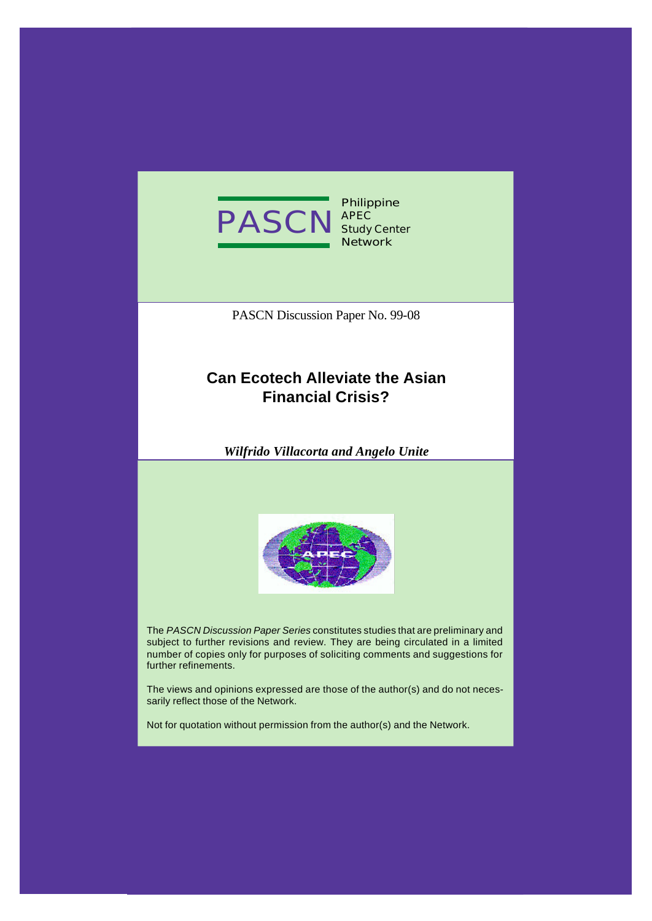PASCN Philippine APEC Study Center Network

PASCN Discussion Paper No. 99-08

# Can Ecotech Alleviate the Asian Financial Crisis?

***Wilfrido Villacorta and Angelo Unite***

The *PASCN Discussion Paper Series* constitutes studies that are preliminary and subject to further revisions and review. They are being circulated in a limited number of copies only for purposes of soliciting comments and suggestions for further refinements.

The views and opinions expressed are those of the author(s) and do not necessarily reflect those of the Network.

Not for quotation without permission from the author(s) and the Network.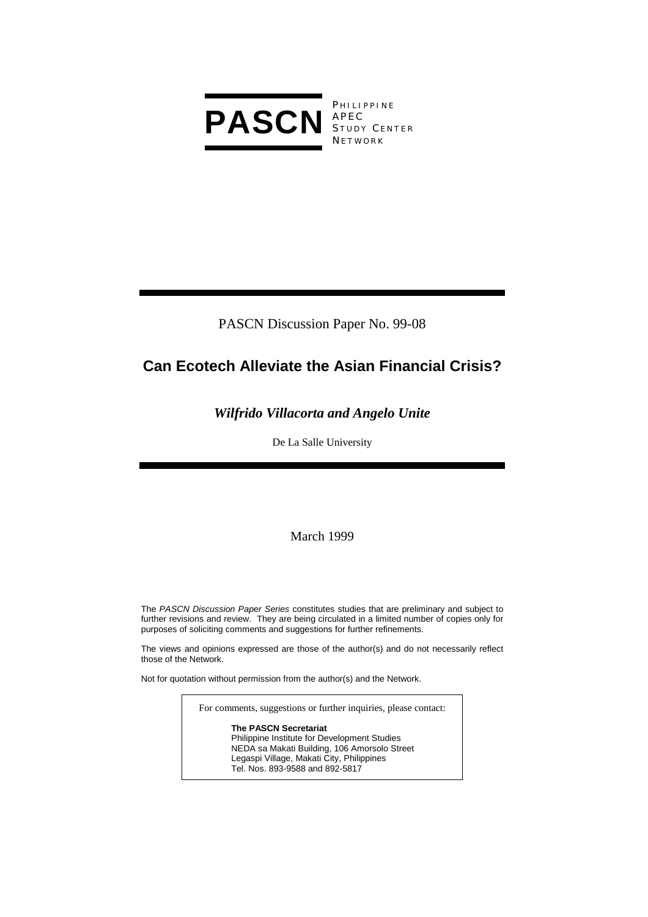**PASCN** PHILIPPINE APEC STUDY CENTER NETWORK

PASCN Discussion Paper No. 99-08

# Can Ecotech Alleviate the Asian Financial Crisis?

***Wilfrido Villacorta and Angelo Unite***

De La Salle University

March 1999

The *PASCN Discussion Paper Series* constitutes studies that are preliminary and subject to further revisions and review. They are being circulated in a limited number of copies only for purposes of soliciting comments and suggestions for further refinements.

The views and opinions expressed are those of the author(s) and do not necessarily reflect those of the Network.

Not for quotation without permission from the author(s) and the Network.

For comments, suggestions or further inquiries, please contact:

**The PASCN Secretariat**
Philippine Institute for Development Studies
NEDA sa Makati Building, 106 Amorsolo Street
Legaspi Village, Makati City, Philippines
Tel. Nos. 893-9588 and 892-5817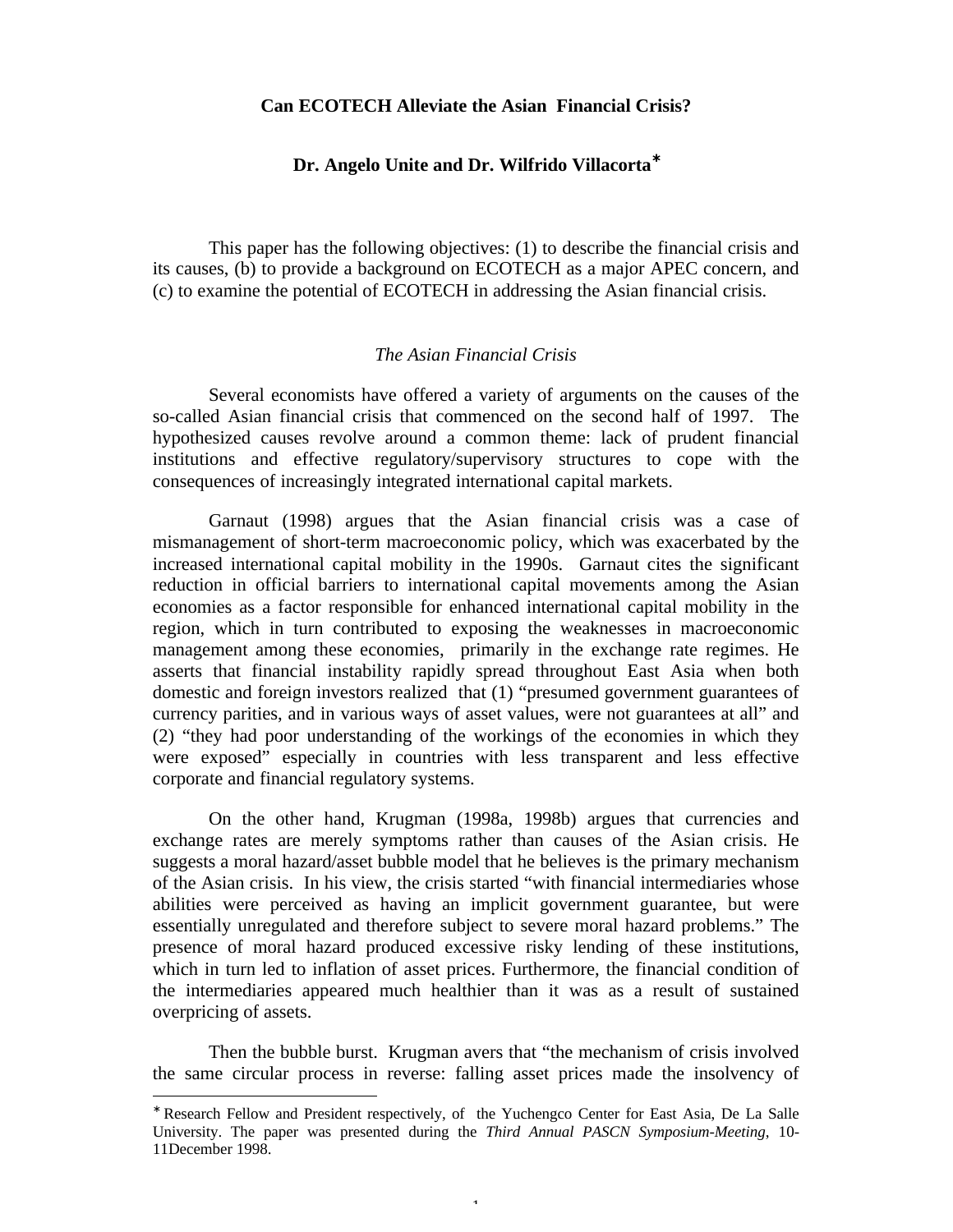**Can ECOTECH Alleviate the Asian Financial Crisis?**

**Dr. Angelo Unite and Dr. Wilfrido Villacorta***

This paper has the following objectives: (1) to describe the financial crisis and its causes, (b) to provide a background on ECOTECH as a major APEC concern, and (c) to examine the potential of ECOTECH in addressing the Asian financial crisis.

*The Asian Financial Crisis*

Several economists have offered a variety of arguments on the causes of the so-called Asian financial crisis that commenced on the second half of 1997. The hypothesized causes revolve around a common theme: lack of prudent financial institutions and effective regulatory/supervisory structures to cope with the consequences of increasingly integrated international capital markets.

Garnaut (1998) argues that the Asian financial crisis was a case of mismanagement of short-term macroeconomic policy, which was exacerbated by the increased international capital mobility in the 1990s. Garnaut cites the significant reduction in official barriers to international capital movements among the Asian economies as a factor responsible for enhanced international capital mobility in the region, which in turn contributed to exposing the weaknesses in macroeconomic management among these economies, primarily in the exchange rate regimes. He asserts that financial instability rapidly spread throughout East Asia when both domestic and foreign investors realized that (1) "presumed government guarantees of currency parities, and in various ways of asset values, were not guarantees at all" and (2) "they had poor understanding of the workings of the economies in which they were exposed" especially in countries with less transparent and less effective corporate and financial regulatory systems.

On the other hand, Krugman (1998a, 1998b) argues that currencies and exchange rates are merely symptoms rather than causes of the Asian crisis. He suggests a moral hazard/asset bubble model that he believes is the primary mechanism of the Asian crisis. In his view, the crisis started "with financial intermediaries whose abilities were perceived as having an implicit government guarantee, but were essentially unregulated and therefore subject to severe moral hazard problems." The presence of moral hazard produced excessive risky lending of these institutions, which in turn led to inflation of asset prices. Furthermore, the financial condition of the intermediaries appeared much healthier than it was as a result of sustained overpricing of assets.

Then the bubble burst. Krugman avers that "the mechanism of crisis involved the same circular process in reverse: falling asset prices made the insolvency of

---

* Research Fellow and President respectively, of the Yuchengco Center for East Asia, De La Salle University. The paper was presented during the *Third Annual PASCN Symposium-Meeting*, 10-11December 1998.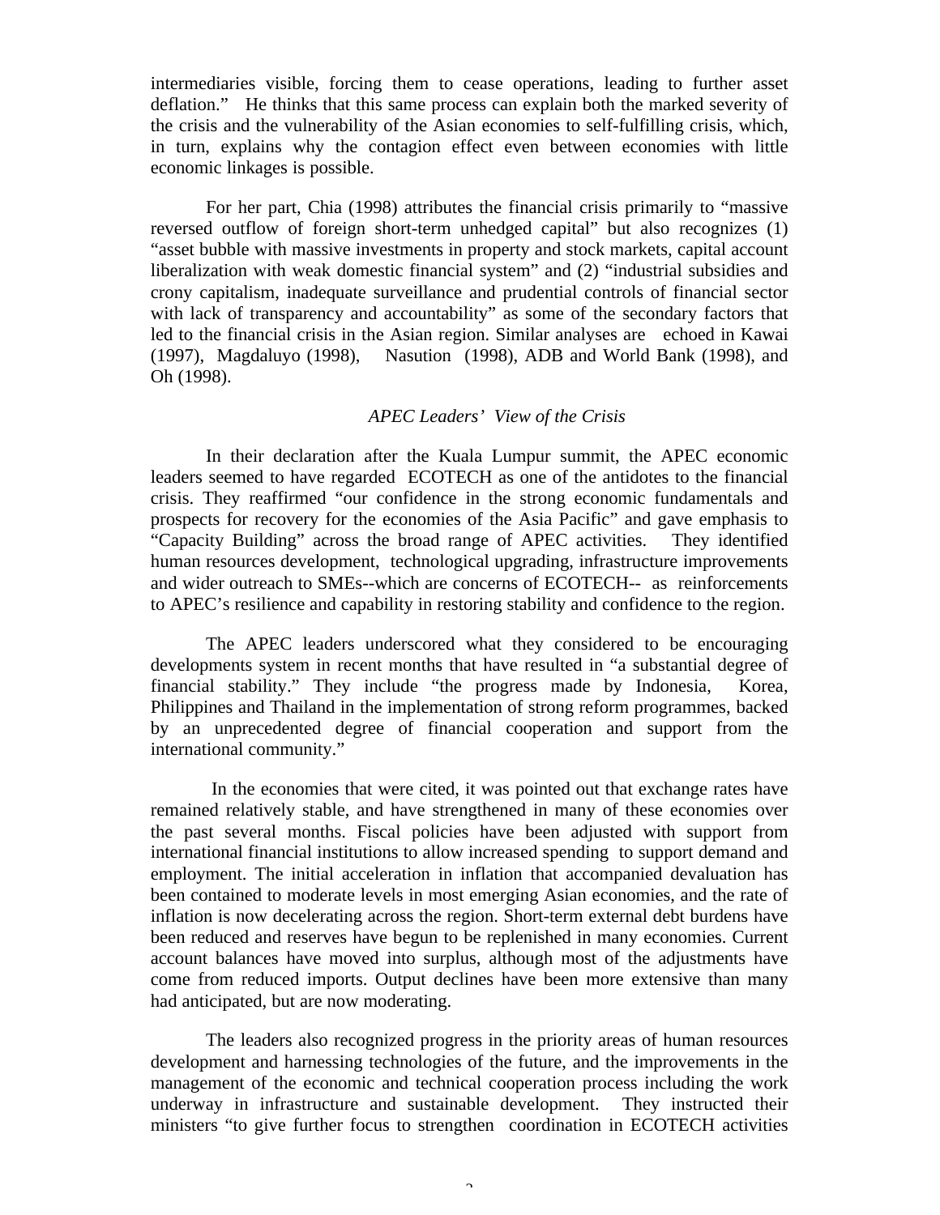intermediaries visible, forcing them to cease operations, leading to further asset deflation." He thinks that this same process can explain both the marked severity of the crisis and the vulnerability of the Asian economies to self-fulfilling crisis, which, in turn, explains why the contagion effect even between economies with little economic linkages is possible.

For her part, Chia (1998) attributes the financial crisis primarily to "massive reversed outflow of foreign short-term unhedged capital" but also recognizes (1) "asset bubble with massive investments in property and stock markets, capital account liberalization with weak domestic financial system" and (2) "industrial subsidies and crony capitalism, inadequate surveillance and prudential controls of financial sector with lack of transparency and accountability" as some of the secondary factors that led to the financial crisis in the Asian region. Similar analyses are echoed in Kawai (1997), Magdaluyo (1998), Nasution (1998), ADB and World Bank (1998), and Oh (1998).

*APEC Leaders' View of the Crisis*

In their declaration after the Kuala Lumpur summit, the APEC economic leaders seemed to have regarded ECOTECH as one of the antidotes to the financial crisis. They reaffirmed "our confidence in the strong economic fundamentals and prospects for recovery for the economies of the Asia Pacific" and gave emphasis to "Capacity Building" across the broad range of APEC activities. They identified human resources development, technological upgrading, infrastructure improvements and wider outreach to SMEs--which are concerns of ECOTECH-- as reinforcements to APEC's resilience and capability in restoring stability and confidence to the region.

The APEC leaders underscored what they considered to be encouraging developments system in recent months that have resulted in "a substantial degree of financial stability." They include "the progress made by Indonesia, Korea, Philippines and Thailand in the implementation of strong reform programmes, backed by an unprecedented degree of financial cooperation and support from the international community."

In the economies that were cited, it was pointed out that exchange rates have remained relatively stable, and have strengthened in many of these economies over the past several months. Fiscal policies have been adjusted with support from international financial institutions to allow increased spending to support demand and employment. The initial acceleration in inflation that accompanied devaluation has been contained to moderate levels in most emerging Asian economies, and the rate of inflation is now decelerating across the region. Short-term external debt burdens have been reduced and reserves have begun to be replenished in many economies. Current account balances have moved into surplus, although most of the adjustments have come from reduced imports. Output declines have been more extensive than many had anticipated, but are now moderating.

The leaders also recognized progress in the priority areas of human resources development and harnessing technologies of the future, and the improvements in the management of the economic and technical cooperation process including the work underway in infrastructure and sustainable development. They instructed their ministers "to give further focus to strengthen coordination in ECOTECH activities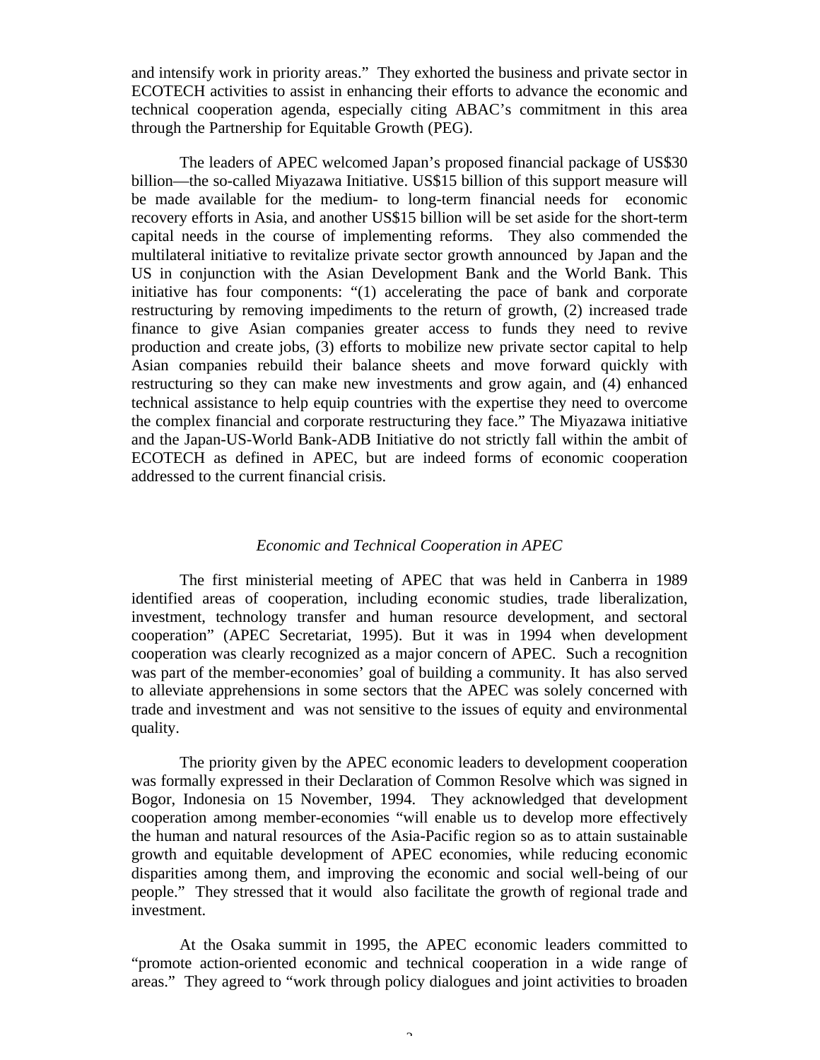and intensify work in priority areas." They exhorted the business and private sector in ECOTECH activities to assist in enhancing their efforts to advance the economic and technical cooperation agenda, especially citing ABAC's commitment in this area through the Partnership for Equitable Growth (PEG).

The leaders of APEC welcomed Japan's proposed financial package of US$30 billion—the so-called Miyazawa Initiative. US$15 billion of this support measure will be made available for the medium- to long-term financial needs for economic recovery efforts in Asia, and another US$15 billion will be set aside for the short-term capital needs in the course of implementing reforms. They also commended the multilateral initiative to revitalize private sector growth announced by Japan and the US in conjunction with the Asian Development Bank and the World Bank. This initiative has four components: "(1) accelerating the pace of bank and corporate restructuring by removing impediments to the return of growth, (2) increased trade finance to give Asian companies greater access to funds they need to revive production and create jobs, (3) efforts to mobilize new private sector capital to help Asian companies rebuild their balance sheets and move forward quickly with restructuring so they can make new investments and grow again, and (4) enhanced technical assistance to help equip countries with the expertise they need to overcome the complex financial and corporate restructuring they face." The Miyazawa initiative and the Japan-US-World Bank-ADB Initiative do not strictly fall within the ambit of ECOTECH as defined in APEC, but are indeed forms of economic cooperation addressed to the current financial crisis.

*Economic and Technical Cooperation in APEC*

The first ministerial meeting of APEC that was held in Canberra in 1989 identified areas of cooperation, including economic studies, trade liberalization, investment, technology transfer and human resource development, and sectoral cooperation" (APEC Secretariat, 1995). But it was in 1994 when development cooperation was clearly recognized as a major concern of APEC. Such a recognition was part of the member-economies' goal of building a community. It has also served to alleviate apprehensions in some sectors that the APEC was solely concerned with trade and investment and was not sensitive to the issues of equity and environmental quality.

The priority given by the APEC economic leaders to development cooperation was formally expressed in their Declaration of Common Resolve which was signed in Bogor, Indonesia on 15 November, 1994. They acknowledged that development cooperation among member-economies "will enable us to develop more effectively the human and natural resources of the Asia-Pacific region so as to attain sustainable growth and equitable development of APEC economies, while reducing economic disparities among them, and improving the economic and social well-being of our people." They stressed that it would also facilitate the growth of regional trade and investment.

At the Osaka summit in 1995, the APEC economic leaders committed to "promote action-oriented economic and technical cooperation in a wide range of areas." They agreed to "work through policy dialogues and joint activities to broaden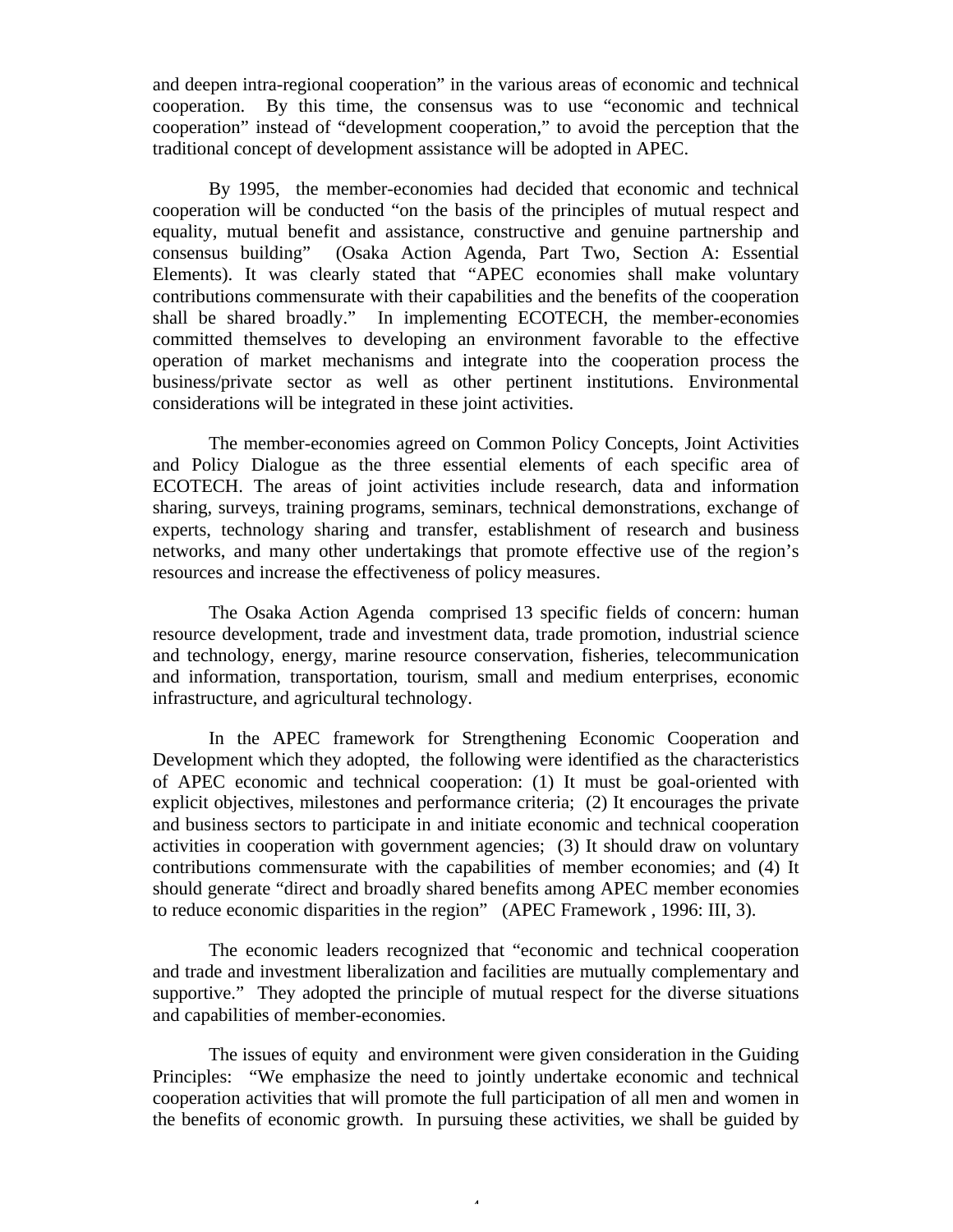and deepen intra-regional cooperation" in the various areas of economic and technical cooperation. By this time, the consensus was to use "economic and technical cooperation" instead of "development cooperation," to avoid the perception that the traditional concept of development assistance will be adopted in APEC.

By 1995, the member-economies had decided that economic and technical cooperation will be conducted "on the basis of the principles of mutual respect and equality, mutual benefit and assistance, constructive and genuine partnership and consensus building" (Osaka Action Agenda, Part Two, Section A: Essential Elements). It was clearly stated that "APEC economies shall make voluntary contributions commensurate with their capabilities and the benefits of the cooperation shall be shared broadly." In implementing ECOTECH, the member-economies committed themselves to developing an environment favorable to the effective operation of market mechanisms and integrate into the cooperation process the business/private sector as well as other pertinent institutions. Environmental considerations will be integrated in these joint activities.

The member-economies agreed on Common Policy Concepts, Joint Activities and Policy Dialogue as the three essential elements of each specific area of ECOTECH. The areas of joint activities include research, data and information sharing, surveys, training programs, seminars, technical demonstrations, exchange of experts, technology sharing and transfer, establishment of research and business networks, and many other undertakings that promote effective use of the region's resources and increase the effectiveness of policy measures.

The Osaka Action Agenda comprised 13 specific fields of concern: human resource development, trade and investment data, trade promotion, industrial science and technology, energy, marine resource conservation, fisheries, telecommunication and information, transportation, tourism, small and medium enterprises, economic infrastructure, and agricultural technology.

In the APEC framework for Strengthening Economic Cooperation and Development which they adopted, the following were identified as the characteristics of APEC economic and technical cooperation: (1) It must be goal-oriented with explicit objectives, milestones and performance criteria; (2) It encourages the private and business sectors to participate in and initiate economic and technical cooperation activities in cooperation with government agencies; (3) It should draw on voluntary contributions commensurate with the capabilities of member economies; and (4) It should generate "direct and broadly shared benefits among APEC member economies to reduce economic disparities in the region" (APEC Framework , 1996: III, 3).

The economic leaders recognized that "economic and technical cooperation and trade and investment liberalization and facilities are mutually complementary and supportive." They adopted the principle of mutual respect for the diverse situations and capabilities of member-economies.

The issues of equity and environment were given consideration in the Guiding Principles: "We emphasize the need to jointly undertake economic and technical cooperation activities that will promote the full participation of all men and women in the benefits of economic growth. In pursuing these activities, we shall be guided by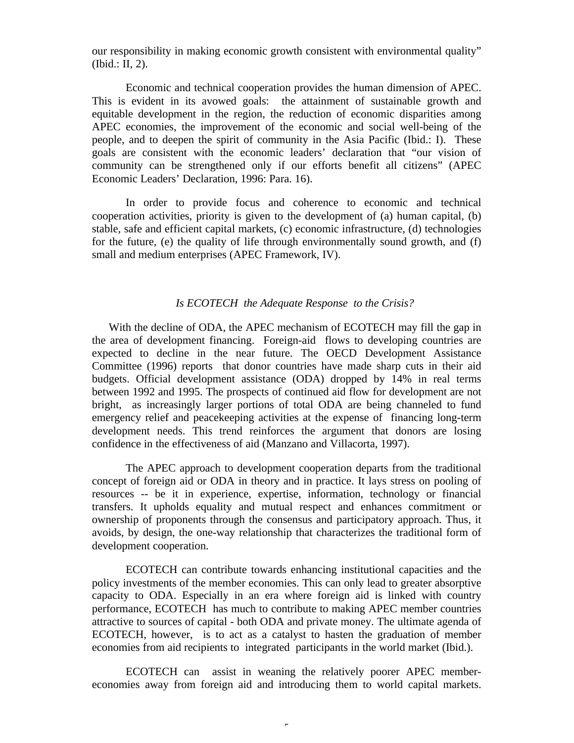our responsibility in making economic growth consistent with environmental quality" (Ibid.: II, 2).

Economic and technical cooperation provides the human dimension of APEC. This is evident in its avowed goals: the attainment of sustainable growth and equitable development in the region, the reduction of economic disparities among APEC economies, the improvement of the economic and social well-being of the people, and to deepen the spirit of community in the Asia Pacific (Ibid.: I). These goals are consistent with the economic leaders' declaration that "our vision of community can be strengthened only if our efforts benefit all citizens" (APEC Economic Leaders' Declaration, 1996: Para. 16).

In order to provide focus and coherence to economic and technical cooperation activities, priority is given to the development of (a) human capital, (b) stable, safe and efficient capital markets, (c) economic infrastructure, (d) technologies for the future, (e) the quality of life through environmentally sound growth, and (f) small and medium enterprises (APEC Framework, IV).

### *Is ECOTECH the Adequate Response to the Crisis?*

With the decline of ODA, the APEC mechanism of ECOTECH may fill the gap in the area of development financing. Foreign-aid flows to developing countries are expected to decline in the near future. The OECD Development Assistance Committee (1996) reports that donor countries have made sharp cuts in their aid budgets. Official development assistance (ODA) dropped by 14% in real terms between 1992 and 1995. The prospects of continued aid flow for development are not bright, as increasingly larger portions of total ODA are being channeled to fund emergency relief and peacekeeping activities at the expense of financing long-term development needs. This trend reinforces the argument that donors are losing confidence in the effectiveness of aid (Manzano and Villacorta, 1997).

The APEC approach to development cooperation departs from the traditional concept of foreign aid or ODA in theory and in practice. It lays stress on pooling of resources -- be it in experience, expertise, information, technology or financial transfers. It upholds equality and mutual respect and enhances commitment or ownership of proponents through the consensus and participatory approach. Thus, it avoids, by design, the one-way relationship that characterizes the traditional form of development cooperation.

ECOTECH can contribute towards enhancing institutional capacities and the policy investments of the member economies. This can only lead to greater absorptive capacity to ODA. Especially in an era where foreign aid is linked with country performance, ECOTECH has much to contribute to making APEC member countries attractive to sources of capital - both ODA and private money. The ultimate agenda of ECOTECH, however, is to act as a catalyst to hasten the graduation of member economies from aid recipients to integrated participants in the world market (Ibid.).

ECOTECH can assist in weaning the relatively poorer APEC member-economies away from foreign aid and introducing them to world capital markets.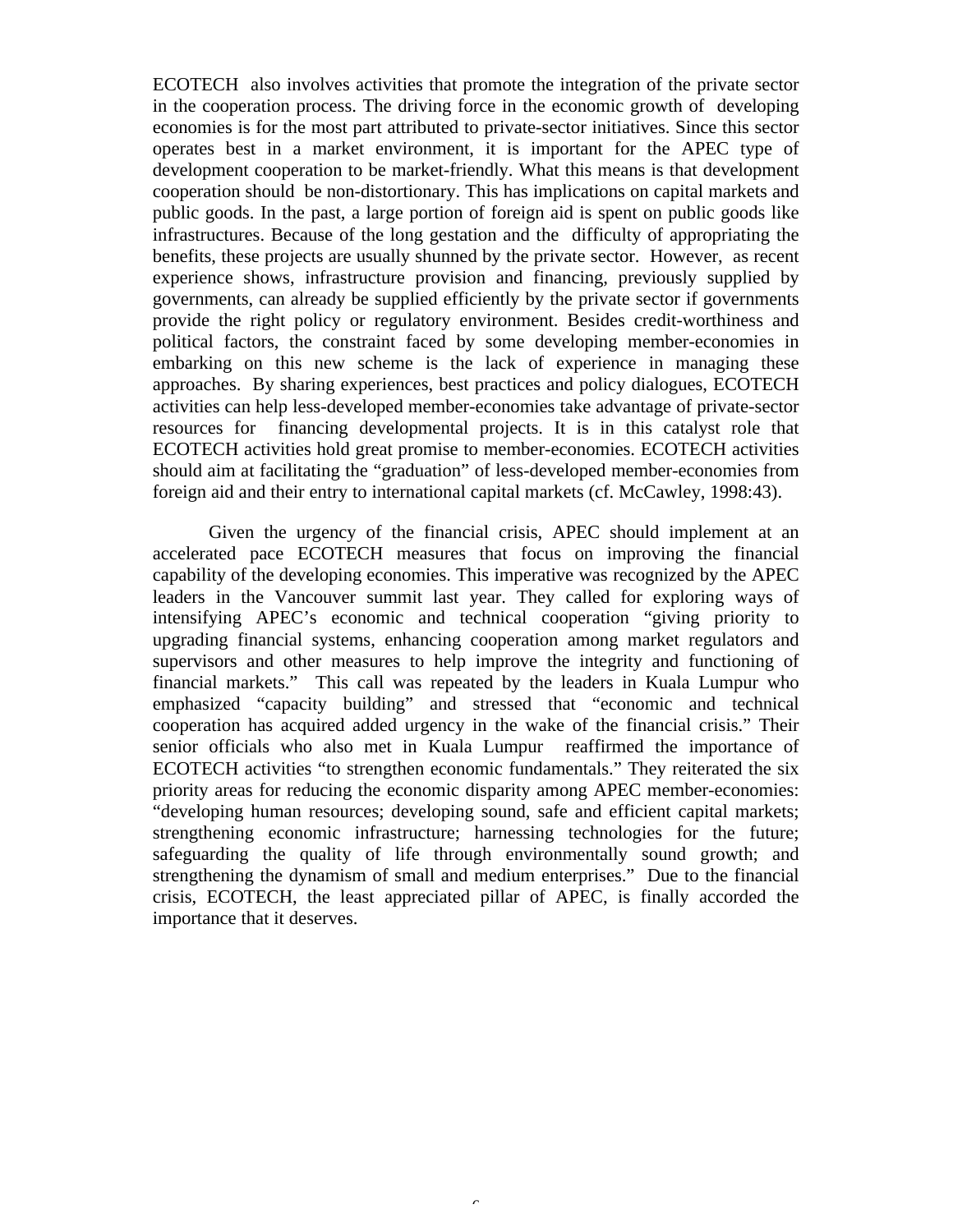ECOTECH also involves activities that promote the integration of the private sector in the cooperation process. The driving force in the economic growth of developing economies is for the most part attributed to private-sector initiatives. Since this sector operates best in a market environment, it is important for the APEC type of development cooperation to be market-friendly. What this means is that development cooperation should be non-distortionary. This has implications on capital markets and public goods. In the past, a large portion of foreign aid is spent on public goods like infrastructures. Because of the long gestation and the difficulty of appropriating the benefits, these projects are usually shunned by the private sector. However, as recent experience shows, infrastructure provision and financing, previously supplied by governments, can already be supplied efficiently by the private sector if governments provide the right policy or regulatory environment. Besides credit-worthiness and political factors, the constraint faced by some developing member-economies in embarking on this new scheme is the lack of experience in managing these approaches. By sharing experiences, best practices and policy dialogues, ECOTECH activities can help less-developed member-economies take advantage of private-sector resources for financing developmental projects. It is in this catalyst role that ECOTECH activities hold great promise to member-economies. ECOTECH activities should aim at facilitating the "graduation" of less-developed member-economies from foreign aid and their entry to international capital markets (cf. McCawley, 1998:43).

Given the urgency of the financial crisis, APEC should implement at an accelerated pace ECOTECH measures that focus on improving the financial capability of the developing economies. This imperative was recognized by the APEC leaders in the Vancouver summit last year. They called for exploring ways of intensifying APEC's economic and technical cooperation "giving priority to upgrading financial systems, enhancing cooperation among market regulators and supervisors and other measures to help improve the integrity and functioning of financial markets." This call was repeated by the leaders in Kuala Lumpur who emphasized "capacity building" and stressed that "economic and technical cooperation has acquired added urgency in the wake of the financial crisis." Their senior officials who also met in Kuala Lumpur reaffirmed the importance of ECOTECH activities "to strengthen economic fundamentals." They reiterated the six priority areas for reducing the economic disparity among APEC member-economies: "developing human resources; developing sound, safe and efficient capital markets; strengthening economic infrastructure; harnessing technologies for the future; safeguarding the quality of life through environmentally sound growth; and strengthening the dynamism of small and medium enterprises." Due to the financial crisis, ECOTECH, the least appreciated pillar of APEC, is finally accorded the importance that it deserves.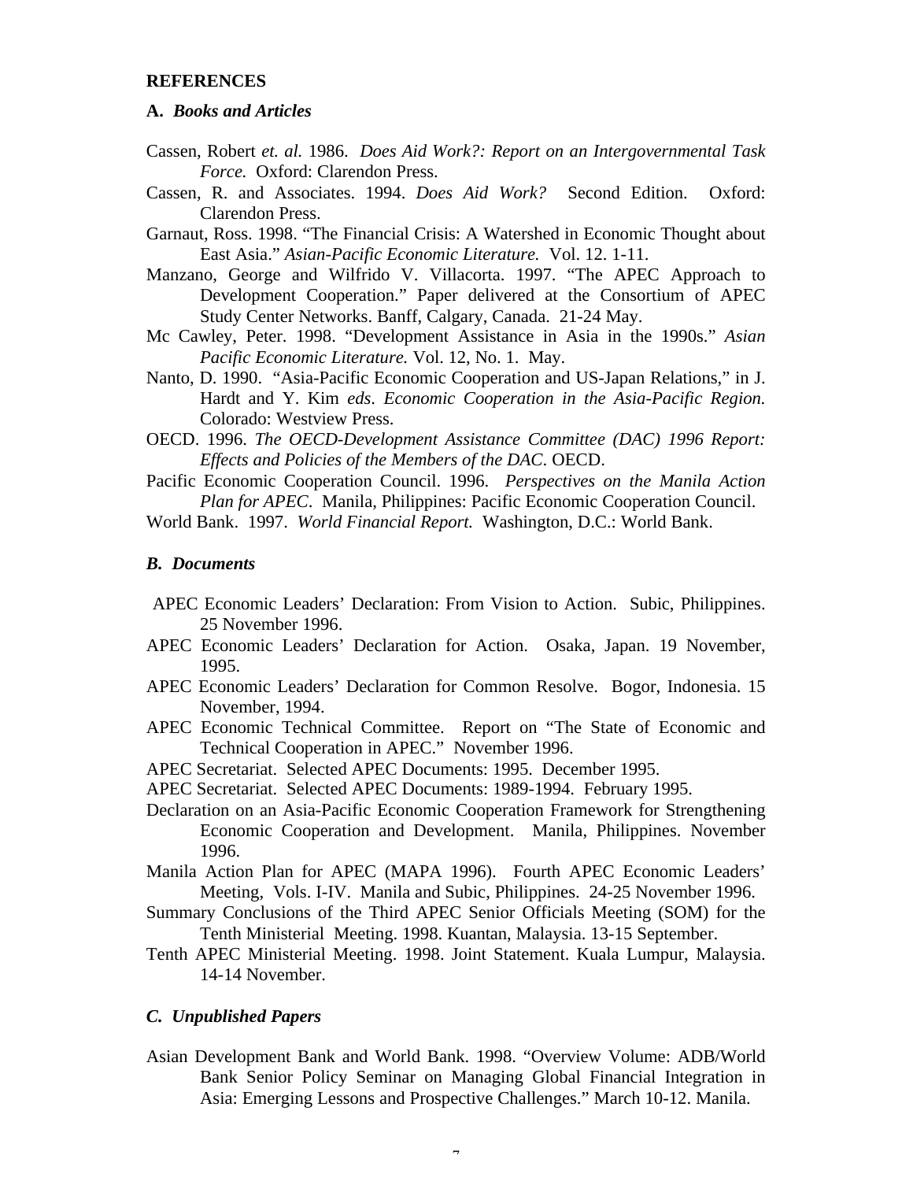## REFERENCES

### A. *Books and Articles*

Cassen, Robert *et. al.* 1986. *Does Aid Work?: Report on an Intergovernmental Task Force.* Oxford: Clarendon Press.

Cassen, R. and Associates. 1994. *Does Aid Work?* Second Edition. Oxford: Clarendon Press.

Garnaut, Ross. 1998. "The Financial Crisis: A Watershed in Economic Thought about East Asia." *Asian-Pacific Economic Literature.* Vol. 12. 1-11.

Manzano, George and Wilfrido V. Villacorta. 1997. "The APEC Approach to Development Cooperation." Paper delivered at the Consortium of APEC Study Center Networks. Banff, Calgary, Canada. 21-24 May.

Mc Cawley, Peter. 1998. "Development Assistance in Asia in the 1990s." *Asian Pacific Economic Literature.* Vol. 12, No. 1. May.

Nanto, D. 1990. "Asia-Pacific Economic Cooperation and US-Japan Relations," in J. Hardt and Y. Kim *eds*. *Economic Cooperation in the Asia-Pacific Region.* Colorado: Westview Press.

OECD. 1996. *The OECD-Development Assistance Committee (DAC) 1996 Report: Effects and Policies of the Members of the DAC*. OECD.

Pacific Economic Cooperation Council. 1996. *Perspectives on the Manila Action Plan for APEC*. Manila, Philippines: Pacific Economic Cooperation Council.

World Bank. 1997. *World Financial Report.* Washington, D.C.: World Bank.

### *B. Documents*

APEC Economic Leaders' Declaration: From Vision to Action. Subic, Philippines. 25 November 1996.

APEC Economic Leaders' Declaration for Action. Osaka, Japan. 19 November, 1995.

APEC Economic Leaders' Declaration for Common Resolve. Bogor, Indonesia. 15 November, 1994.

APEC Economic Technical Committee. Report on "The State of Economic and Technical Cooperation in APEC." November 1996.

APEC Secretariat. Selected APEC Documents: 1995. December 1995.

APEC Secretariat. Selected APEC Documents: 1989-1994. February 1995.

Declaration on an Asia-Pacific Economic Cooperation Framework for Strengthening Economic Cooperation and Development. Manila, Philippines. November 1996.

Manila Action Plan for APEC (MAPA 1996). Fourth APEC Economic Leaders' Meeting, Vols. I-IV. Manila and Subic, Philippines. 24-25 November 1996.

Summary Conclusions of the Third APEC Senior Officials Meeting (SOM) for the Tenth Ministerial Meeting. 1998. Kuantan, Malaysia. 13-15 September.

Tenth APEC Ministerial Meeting. 1998. Joint Statement. Kuala Lumpur, Malaysia. 14-14 November.

### *C. Unpublished Papers*

Asian Development Bank and World Bank. 1998. "Overview Volume: ADB/World Bank Senior Policy Seminar on Managing Global Financial Integration in Asia: Emerging Lessons and Prospective Challenges." March 10-12. Manila.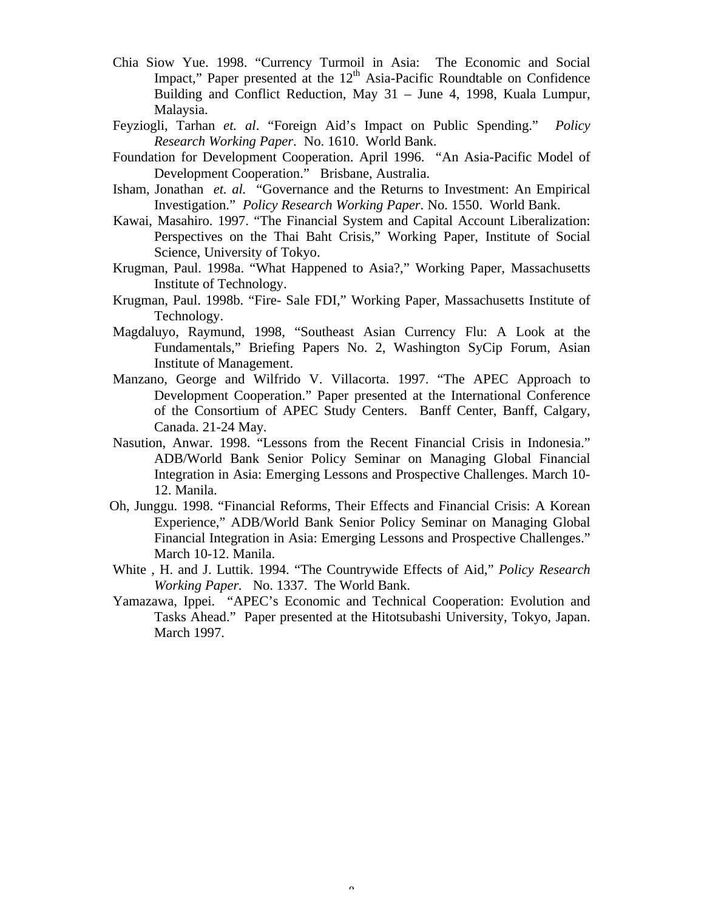Chia Siow Yue. 1998. "Currency Turmoil in Asia: The Economic and Social Impact," Paper presented at the 12th Asia-Pacific Roundtable on Confidence Building and Conflict Reduction, May 31 – June 4, 1998, Kuala Lumpur, Malaysia.

Feyziogli, Tarhan *et. al*. "Foreign Aid's Impact on Public Spending." *Policy Research Working Paper*. No. 1610. World Bank.

Foundation for Development Cooperation. April 1996. "An Asia-Pacific Model of Development Cooperation." Brisbane, Australia.

Isham, Jonathan *et. al.* "Governance and the Returns to Investment: An Empirical Investigation." *Policy Research Working Paper*. No. 1550. World Bank.

Kawai, Masahiro. 1997. "The Financial System and Capital Account Liberalization: Perspectives on the Thai Baht Crisis," Working Paper, Institute of Social Science, University of Tokyo.

Krugman, Paul. 1998a. "What Happened to Asia?," Working Paper, Massachusetts Institute of Technology.

Krugman, Paul. 1998b. "Fire- Sale FDI," Working Paper, Massachusetts Institute of Technology.

Magdaluyo, Raymund, 1998, "Southeast Asian Currency Flu: A Look at the Fundamentals," Briefing Papers No. 2, Washington SyCip Forum, Asian Institute of Management.

Manzano, George and Wilfrido V. Villacorta. 1997. "The APEC Approach to Development Cooperation." Paper presented at the International Conference of the Consortium of APEC Study Centers. Banff Center, Banff, Calgary, Canada. 21-24 May.

Nasution, Anwar. 1998. "Lessons from the Recent Financial Crisis in Indonesia." ADB/World Bank Senior Policy Seminar on Managing Global Financial Integration in Asia: Emerging Lessons and Prospective Challenges. March 10-12. Manila.

Oh, Junggu. 1998. "Financial Reforms, Their Effects and Financial Crisis: A Korean Experience," ADB/World Bank Senior Policy Seminar on Managing Global Financial Integration in Asia: Emerging Lessons and Prospective Challenges." March 10-12. Manila.

White , H. and J. Luttik. 1994. "The Countrywide Effects of Aid," *Policy Research Working Paper.* No. 1337. The World Bank.

Yamazawa, Ippei. "APEC's Economic and Technical Cooperation: Evolution and Tasks Ahead." Paper presented at the Hitotsubashi University, Tokyo, Japan. March 1997.